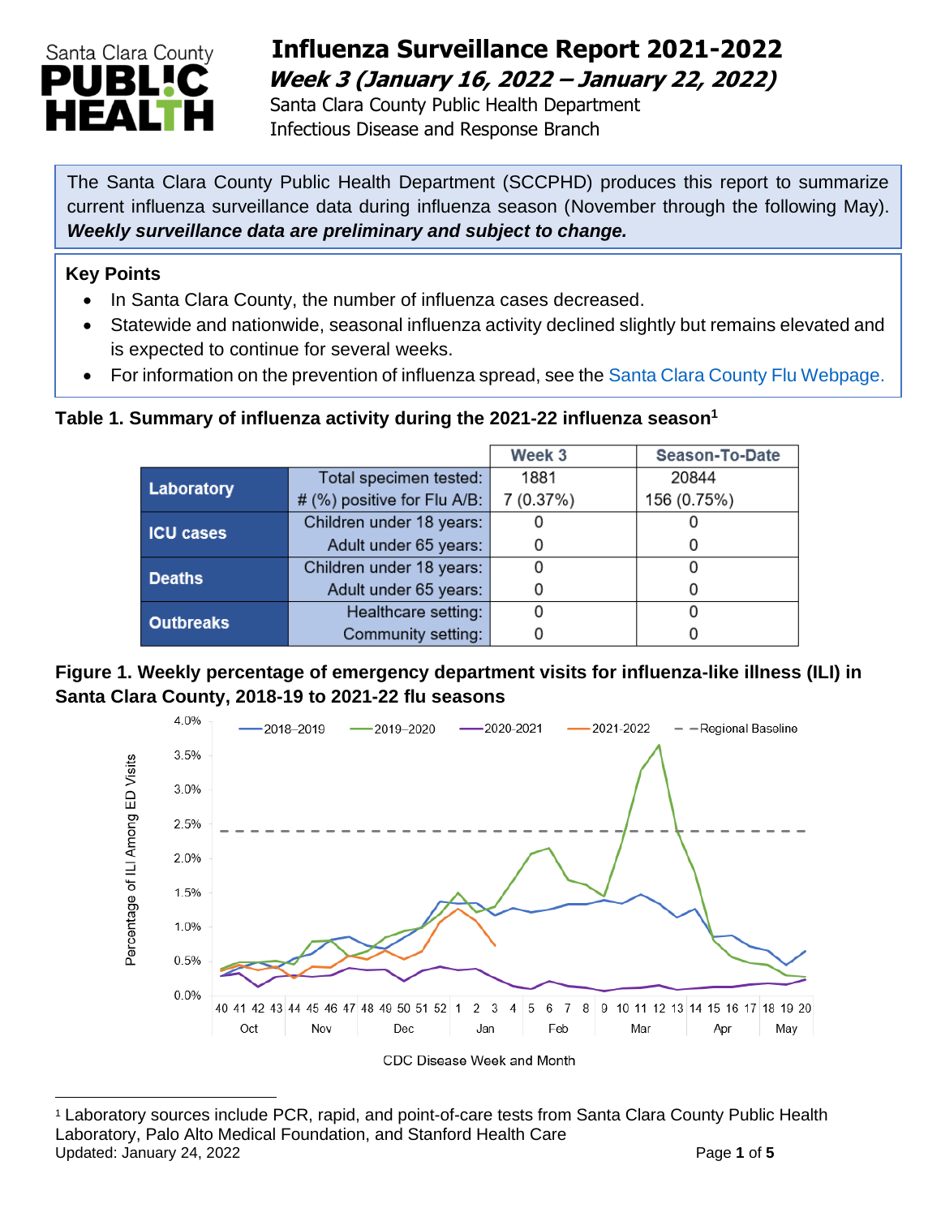# Influenza Surveillance Report 2021-2022

***Week 3 (January 16, 2022 – January 22, 2022)***

Santa Clara County Public Health Department
Infectious Disease and Response Branch

The Santa Clara County Public Health Department (SCCPHD) produces this report to summarize current influenza surveillance data during influenza season (November through the following May). ***Weekly surveillance data are preliminary and subject to change.***

## Key Points

- In Santa Clara County, the number of influenza cases decreased.
- Statewide and nationwide, seasonal influenza activity declined slightly but remains elevated and is expected to continue for several weeks.
- For information on the prevention of influenza spread, see the Santa Clara County Flu Webpage.

**Table 1. Summary of influenza activity during the 2021-22 influenza season[1]**

| | | Week 3 | Season-To-Date |
|---|---|---|---|
| **Laboratory** | Total specimen tested: | 1881 | 20844 |
| | # (%) positive for Flu A/B: | 7 (0.37%) | 156 (0.75%) |
| **ICU cases** | Children under 18 years: | 0 | 0 |
| | Adult under 65 years: | 0 | 0 |
| **Deaths** | Children under 18 years: | 0 | 0 |
| | Adult under 65 years: | 0 | 0 |
| **Outbreaks** | Healthcare setting: | 0 | 0 |
| | Community setting: | 0 | 0 |

**Figure 1. Weekly percentage of emergency department visits for influenza-like illness (ILI) in Santa Clara County, 2018-19 to 2021-22 flu seasons**

[1] Laboratory sources include PCR, rapid, and point-of-care tests from Santa Clara County Public Health Laboratory, Palo Alto Medical Foundation, and Stanford Health Care

Updated: January 24, 2022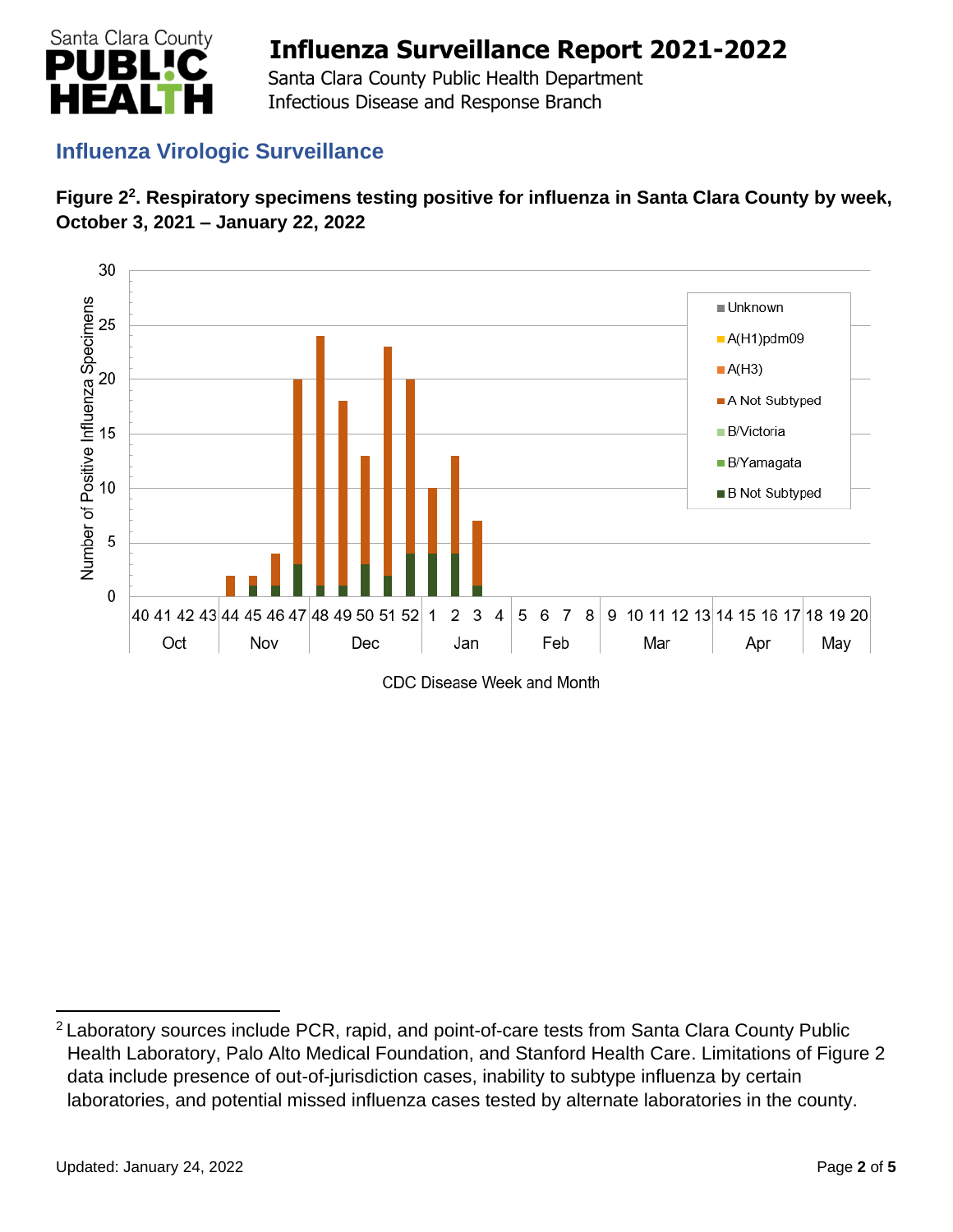## Influenza Virologic Surveillance

**Figure 2[2]. Respiratory specimens testing positive for influenza in Santa Clara County by week, October 3, 2021 – January 22, 2022**

---

[2] Laboratory sources include PCR, rapid, and point-of-care tests from Santa Clara County Public Health Laboratory, Palo Alto Medical Foundation, and Stanford Health Care. Limitations of Figure 2 data include presence of out-of-jurisdiction cases, inability to subtype influenza by certain laboratories, and potential missed influenza cases tested by alternate laboratories in the county.

Updated: January 24, 2022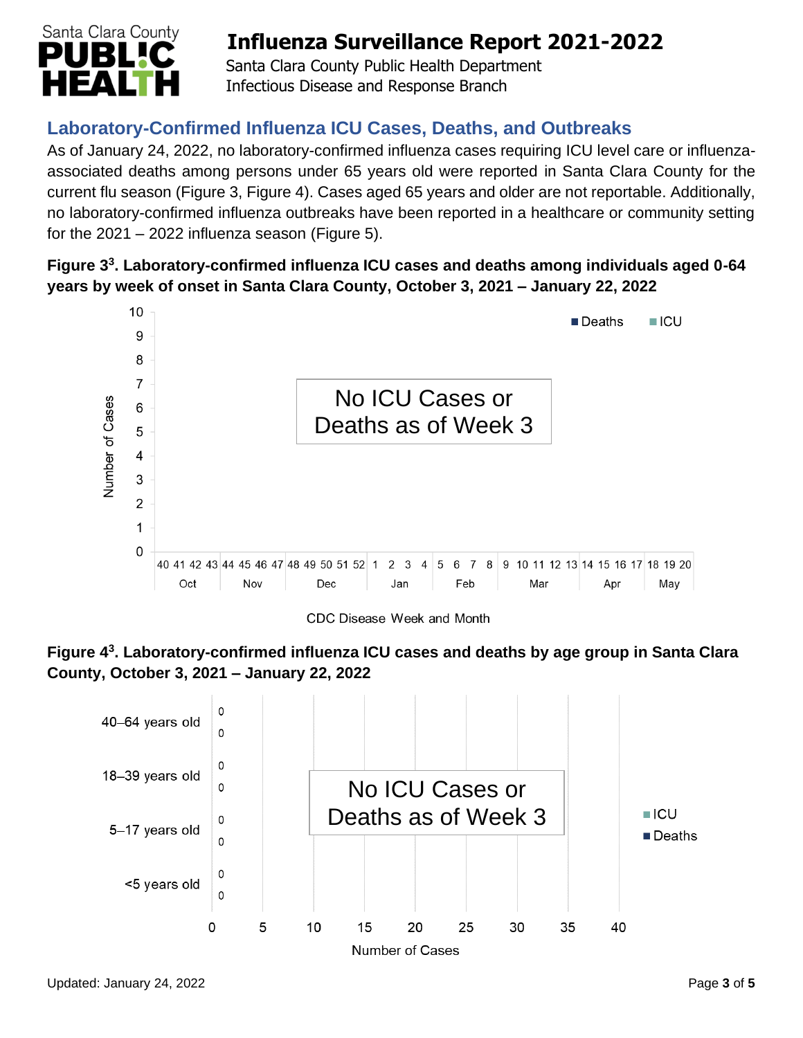## Laboratory-Confirmed Influenza ICU Cases, Deaths, and Outbreaks

As of January 24, 2022, no laboratory-confirmed influenza cases requiring ICU level care or influenza-associated deaths among persons under 65 years old were reported in Santa Clara County for the current flu season (Figure 3, Figure 4). Cases aged 65 years and older are not reportable. Additionally, no laboratory-confirmed influenza outbreaks have been reported in a healthcare or community setting for the 2021 – 2022 influenza season (Figure 5).

**Figure 3[3]. Laboratory-confirmed influenza ICU cases and deaths among individuals aged 0-64 years by week of onset in Santa Clara County, October 3, 2021 – January 22, 2022**

No ICU Cases or Deaths as of Week 3

**Figure 4[3]. Laboratory-confirmed influenza ICU cases and deaths by age group in Santa Clara County, October 3, 2021 – January 22, 2022**

No ICU Cases or Deaths as of Week 3

Updated: January 24, 2022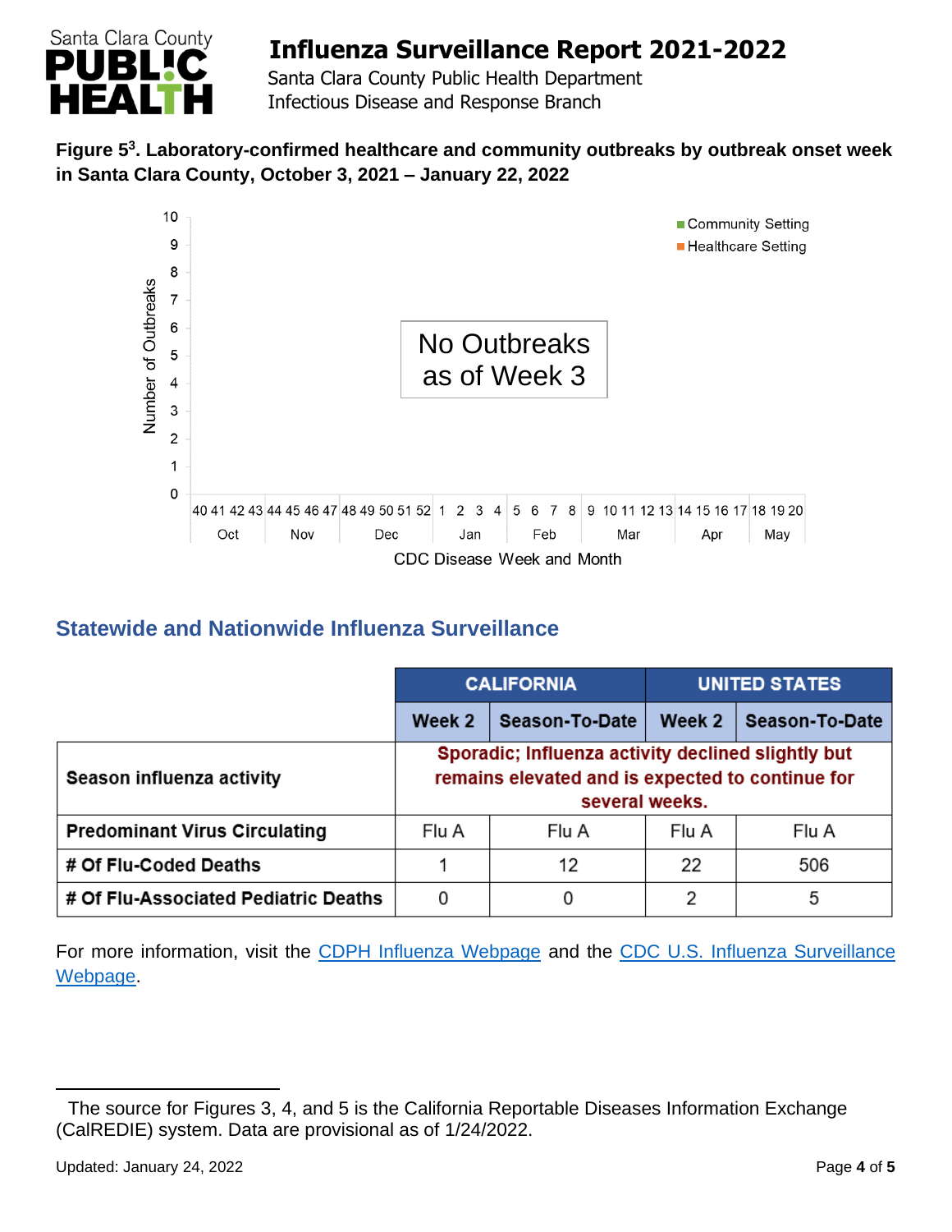**Figure 5[3]. Laboratory-confirmed healthcare and community outbreaks by outbreak onset week in Santa Clara County, October 3, 2021 – January 22, 2022**

No Outbreaks as of Week 3

## Statewide and Nationwide Influenza Surveillance

| | CALIFORNIA | | UNITED STATES | |
|---|---|---|---|---|
| | Week 2 | Season-To-Date | Week 2 | Season-To-Date |
| **Season influenza activity** | Sporadic; Influenza activity declined slightly but remains elevated and is expected to continue for several weeks. | | | |
| **Predominant Virus Circulating** | Flu A | Flu A | Flu A | Flu A |
| **# Of Flu-Coded Deaths** | 1 | 12 | 22 | 506 |
| **# Of Flu-Associated Pediatric Deaths** | 0 | 0 | 2 | 5 |

For more information, visit the CDPH Influenza Webpage and the CDC U.S. Influenza Surveillance Webpage.

[3] The source for Figures 3, 4, and 5 is the California Reportable Diseases Information Exchange (CalREDIE) system. Data are provisional as of 1/24/2022.

Updated: January 24, 2022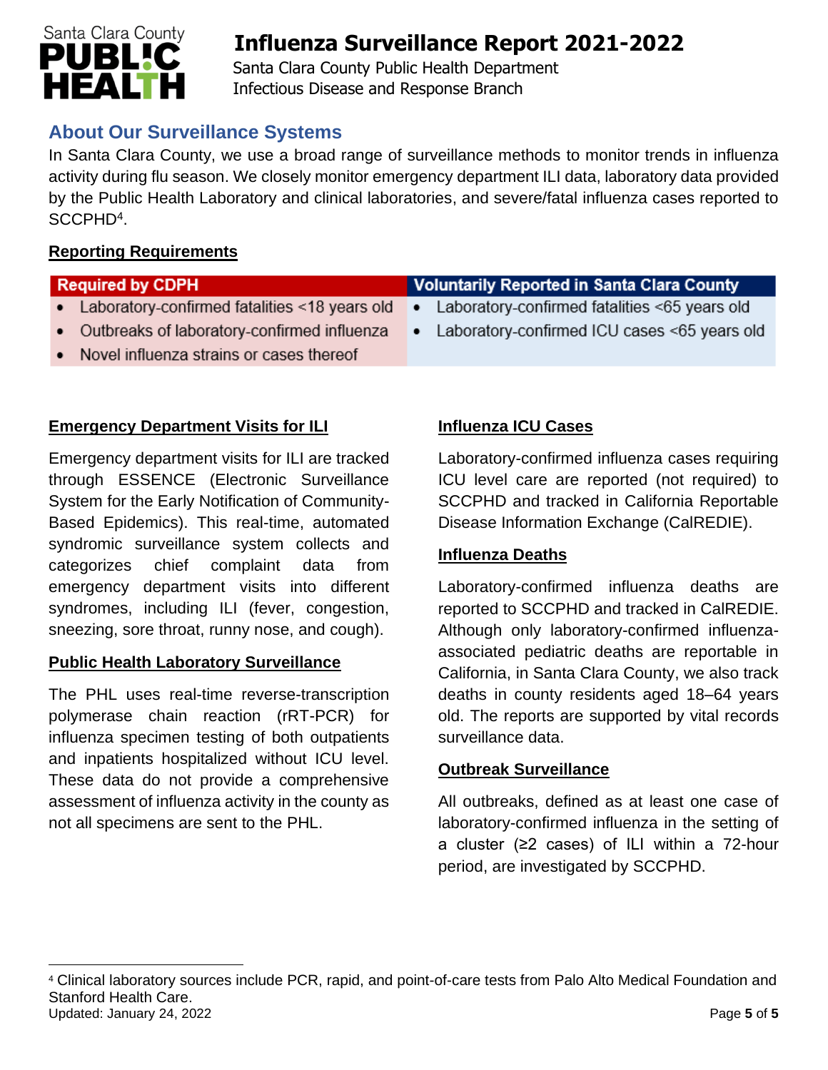# Influenza Surveillance Report 2021-2022

Santa Clara County Public Health Department
Infectious Disease and Response Branch

## About Our Surveillance Systems

In Santa Clara County, we use a broad range of surveillance methods to monitor trends in influenza activity during flu season. We closely monitor emergency department ILI data, laboratory data provided by the Public Health Laboratory and clinical laboratories, and severe/fatal influenza cases reported to SCCPHD[4].

### Reporting Requirements

| Required by CDPH | Voluntarily Reported in Santa Clara County |
|---|---|
| • Laboratory-confirmed fatalities <18 years old | • Laboratory-confirmed fatalities <65 years old |
| • Outbreaks of laboratory-confirmed influenza | • Laboratory-confirmed ICU cases <65 years old |
| • Novel influenza strains or cases thereof | |

### Emergency Department Visits for ILI

Emergency department visits for ILI are tracked through ESSENCE (Electronic Surveillance System for the Early Notification of Community-Based Epidemics). This real-time, automated syndromic surveillance system collects and categorizes chief complaint data from emergency department visits into different syndromes, including ILI (fever, congestion, sneezing, sore throat, runny nose, and cough).

### Public Health Laboratory Surveillance

The PHL uses real-time reverse-transcription polymerase chain reaction (rRT-PCR) for influenza specimen testing of both outpatients and inpatients hospitalized without ICU level. These data do not provide a comprehensive assessment of influenza activity in the county as not all specimens are sent to the PHL.

### Influenza ICU Cases

Laboratory-confirmed influenza cases requiring ICU level care are reported (not required) to SCCPHD and tracked in California Reportable Disease Information Exchange (CalREDIE).

### Influenza Deaths

Laboratory-confirmed influenza deaths are reported to SCCPHD and tracked in CalREDIE. Although only laboratory-confirmed influenza-associated pediatric deaths are reportable in California, in Santa Clara County, we also track deaths in county residents aged 18–64 years old. The reports are supported by vital records surveillance data.

### Outbreak Surveillance

All outbreaks, defined as at least one case of laboratory-confirmed influenza in the setting of a cluster (≥2 cases) of ILI within a 72-hour period, are investigated by SCCPHD.

---

[4] Clinical laboratory sources include PCR, rapid, and point-of-care tests from Palo Alto Medical Foundation and Stanford Health Care.

Updated: January 24, 2022